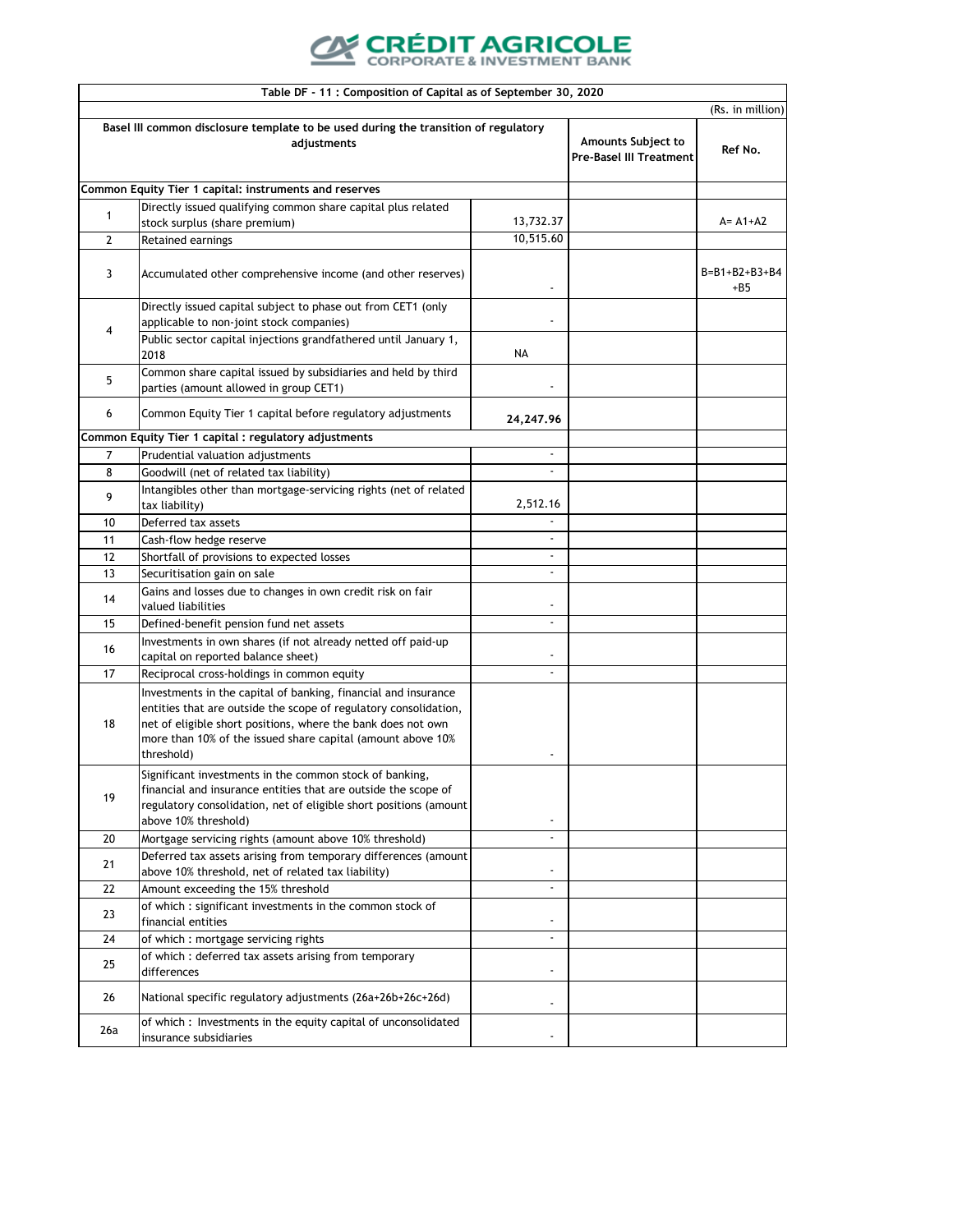CRÉDIT AGRICOLE
CORPORATE & INVESTMENT BANK

| Table DF - 11 : Composition of Capital as of September 30, 2020 | | | | |
|---|---|---|---|---|
| | | | | (Rs. in million) |
| Basel III common disclosure template to be used during the transition of regulatory adjustments | | | Amounts Subject to Pre-Basel III Treatment | Ref No. |
| **Common Equity Tier 1 capital: instruments and reserves** | | | | |
| 1 | Directly issued qualifying common share capital plus related stock surplus (share premium) | 13,732.37 | | A= A1+A2 |
| 2 | Retained earnings | 10,515.60 | | |
| 3 | Accumulated other comprehensive income (and other reserves) | - | | B=B1+B2+B3+B4+B5 |
| 4 | Directly issued capital subject to phase out from CET1 (only applicable to non-joint stock companies) | - | | |
| | Public sector capital injections grandfathered until January 1, 2018 | NA | | |
| 5 | Common share capital issued by subsidiaries and held by third parties (amount allowed in group CET1) | - | | |
| 6 | Common Equity Tier 1 capital before regulatory adjustments | **24,247.96** | | |
| **Common Equity Tier 1 capital : regulatory adjustments** | | | | |
| 7 | Prudential valuation adjustments | - | | |
| 8 | Goodwill (net of related tax liability) | - | | |
| 9 | Intangibles other than mortgage-servicing rights (net of related tax liability) | 2,512.16 | | |
| 10 | Deferred tax assets | - | | |
| 11 | Cash-flow hedge reserve | - | | |
| 12 | Shortfall of provisions to expected losses | - | | |
| 13 | Securitisation gain on sale | - | | |
| 14 | Gains and losses due to changes in own credit risk on fair valued liabilities | - | | |
| 15 | Defined-benefit pension fund net assets | - | | |
| 16 | Investments in own shares (if not already netted off paid-up capital on reported balance sheet) | - | | |
| 17 | Reciprocal cross-holdings in common equity | - | | |
| 18 | Investments in the capital of banking, financial and insurance entities that are outside the scope of regulatory consolidation, net of eligible short positions, where the bank does not own more than 10% of the issued share capital (amount above 10% threshold) | - | | |
| 19 | Significant investments in the common stock of banking, financial and insurance entities that are outside the scope of regulatory consolidation, net of eligible short positions (amount above 10% threshold) | - | | |
| 20 | Mortgage servicing rights (amount above 10% threshold) | - | | |
| 21 | Deferred tax assets arising from temporary differences (amount above 10% threshold, net of related tax liability) | - | | |
| 22 | Amount exceeding the 15% threshold | - | | |
| 23 | of which : significant investments in the common stock of financial entities | - | | |
| 24 | of which : mortgage servicing rights | - | | |
| 25 | of which : deferred tax assets arising from temporary differences | - | | |
| 26 | National specific regulatory adjustments (26a+26b+26c+26d) | - | | |
| 26a | of which : Investments in the equity capital of unconsolidated insurance subsidiaries | - | | |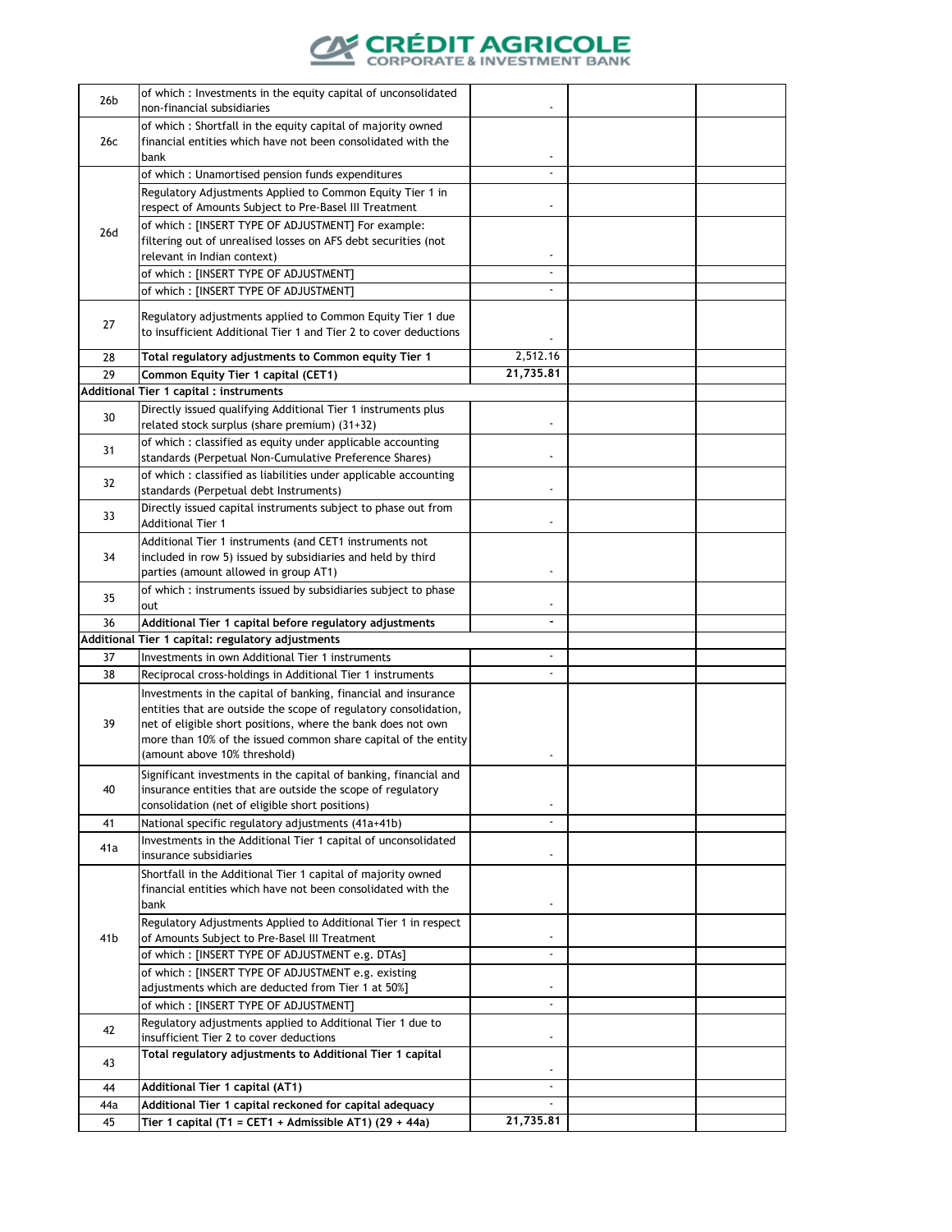| | | | | |
|---|---|---|---|---|
| 26b | of which : Investments in the equity capital of unconsolidated non-financial subsidiaries | - | | |
| 26c | of which : Shortfall in the equity capital of majority owned financial entities which have not been consolidated with the bank | - | | |
| 26d | of which : Unamortised pension funds expenditures | - | | |
| | Regulatory Adjustments Applied to Common Equity Tier 1 in respect of Amounts Subject to Pre-Basel III Treatment | - | | |
| | of which : [INSERT TYPE OF ADJUSTMENT] For example: filtering out of unrealised losses on AFS debt securities (not relevant in Indian context) | - | | |
| | of which : [INSERT TYPE OF ADJUSTMENT] | - | | |
| | of which : [INSERT TYPE OF ADJUSTMENT] | - | | |
| 27 | Regulatory adjustments applied to Common Equity Tier 1 due to insufficient Additional Tier 1 and Tier 2 to cover deductions | - | | |
| 28 | **Total regulatory adjustments to Common equity Tier 1** | 2,512.16 | | |
| 29 | **Common Equity Tier 1 capital (CET1)** | **21,735.81** | | |
| **Additional Tier 1 capital : instruments** | | | | |
| 30 | Directly issued qualifying Additional Tier 1 instruments plus related stock surplus (share premium) (31+32) | - | | |
| 31 | of which : classified as equity under applicable accounting standards (Perpetual Non-Cumulative Preference Shares) | - | | |
| 32 | of which : classified as liabilities under applicable accounting standards (Perpetual debt Instruments) | - | | |
| 33 | Directly issued capital instruments subject to phase out from Additional Tier 1 | - | | |
| 34 | Additional Tier 1 instruments (and CET1 instruments not included in row 5) issued by subsidiaries and held by third parties (amount allowed in group AT1) | - | | |
| 35 | of which : instruments issued by subsidiaries subject to phase out | - | | |
| 36 | **Additional Tier 1 capital before regulatory adjustments** | - | | |
| **Additional Tier 1 capital: regulatory adjustments** | | | | |
| 37 | Investments in own Additional Tier 1 instruments | - | | |
| 38 | Reciprocal cross-holdings in Additional Tier 1 instruments | - | | |
| 39 | Investments in the capital of banking, financial and insurance entities that are outside the scope of regulatory consolidation, net of eligible short positions, where the bank does not own more than 10% of the issued common share capital of the entity (amount above 10% threshold) | - | | |
| 40 | Significant investments in the capital of banking, financial and insurance entities that are outside the scope of regulatory consolidation (net of eligible short positions) | - | | |
| 41 | National specific regulatory adjustments (41a+41b) | - | | |
| 41a | Investments in the Additional Tier 1 capital of unconsolidated insurance subsidiaries | - | | |
| 41b | Shortfall in the Additional Tier 1 capital of majority owned financial entities which have not been consolidated with the bank | - | | |
| | Regulatory Adjustments Applied to Additional Tier 1 in respect of Amounts Subject to Pre-Basel III Treatment | - | | |
| | of which : [INSERT TYPE OF ADJUSTMENT e.g. DTAs] | - | | |
| | of which : [INSERT TYPE OF ADJUSTMENT e.g. existing adjustments which are deducted from Tier 1 at 50%] | - | | |
| | of which : [INSERT TYPE OF ADJUSTMENT] | - | | |
| 42 | Regulatory adjustments applied to Additional Tier 1 due to insufficient Tier 2 to cover deductions | - | | |
| 43 | **Total regulatory adjustments to Additional Tier 1 capital** | - | | |
| 44 | **Additional Tier 1 capital (AT1)** | - | | |
| 44a | **Additional Tier 1 capital reckoned for capital adequacy** | - | | |
| 45 | **Tier 1 capital (T1 = CET1 + Admissible AT1) (29 + 44a)** | **21,735.81** | | |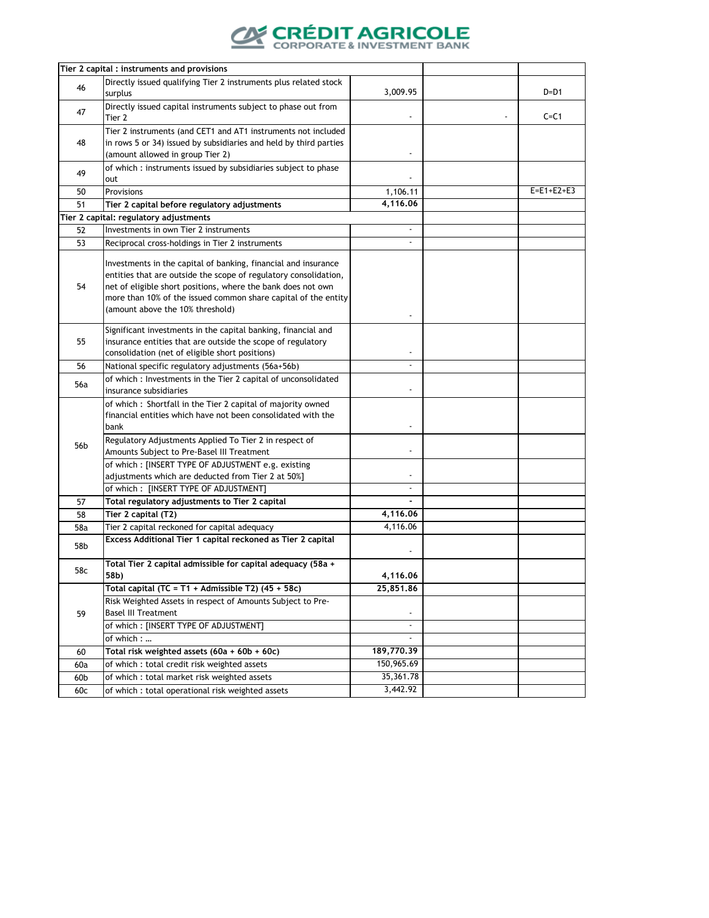| | | | | |
|---|---|---|---|---|
| **Tier 2 capital : instruments and provisions** | | | | |
| 46 | Directly issued qualifying Tier 2 instruments plus related stock surplus | 3,009.95 | | D=D1 |
| 47 | Directly issued capital instruments subject to phase out from Tier 2 | - | - | C=C1 |
| 48 | Tier 2 instruments (and CET1 and AT1 instruments not included in rows 5 or 34) issued by subsidiaries and held by third parties (amount allowed in group Tier 2) | - | | |
| 49 | of which : instruments issued by subsidiaries subject to phase out | - | | |
| 50 | Provisions | 1,106.11 | | E=E1+E2+E3 |
| 51 | **Tier 2 capital before regulatory adjustments** | **4,116.06** | | |
| **Tier 2 capital: regulatory adjustments** | | | | |
| 52 | Investments in own Tier 2 instruments | - | | |
| 53 | Reciprocal cross-holdings in Tier 2 instruments | - | | |
| 54 | Investments in the capital of banking, financial and insurance entities that are outside the scope of regulatory consolidation, net of eligible short positions, where the bank does not own more than 10% of the issued common share capital of the entity (amount above the 10% threshold) | - | | |
| 55 | Significant investments in the capital banking, financial and insurance entities that are outside the scope of regulatory consolidation (net of eligible short positions) | - | | |
| 56 | National specific regulatory adjustments (56a+56b) | - | | |
| 56a | of which : Investments in the Tier 2 capital of unconsolidated insurance subsidiaries | - | | |
| 56b | of which : Shortfall in the Tier 2 capital of majority owned financial entities which have not been consolidated with the bank | - | | |
| | Regulatory Adjustments Applied To Tier 2 in respect of Amounts Subject to Pre-Basel III Treatment | - | | |
| | of which : [INSERT TYPE OF ADJUSTMENT e.g. existing adjustments which are deducted from Tier 2 at 50%] | - | | |
| | of which : [INSERT TYPE OF ADJUSTMENT] | - | | |
| 57 | **Total regulatory adjustments to Tier 2 capital** | **-** | | |
| 58 | **Tier 2 capital (T2)** | **4,116.06** | | |
| 58a | Tier 2 capital reckoned for capital adequacy | 4,116.06 | | |
| 58b | **Excess Additional Tier 1 capital reckoned as Tier 2 capital** | - | | |
| 58c | **Total Tier 2 capital admissible for capital adequacy (58a + 58b)** | **4,116.06** | | |
| 59 | **Total capital (TC = T1 + Admissible T2) (45 + 58c)** | **25,851.86** | | |
| | Risk Weighted Assets in respect of Amounts Subject to Pre-Basel III Treatment | - | | |
| | of which : [INSERT TYPE OF ADJUSTMENT] | - | | |
| | of which : … | - | | |
| 60 | **Total risk weighted assets (60a + 60b + 60c)** | **189,770.39** | | |
| 60a | of which : total credit risk weighted assets | 150,965.69 | | |
| 60b | of which : total market risk weighted assets | 35,361.78 | | |
| 60c | of which : total operational risk weighted assets | 3,442.92 | | |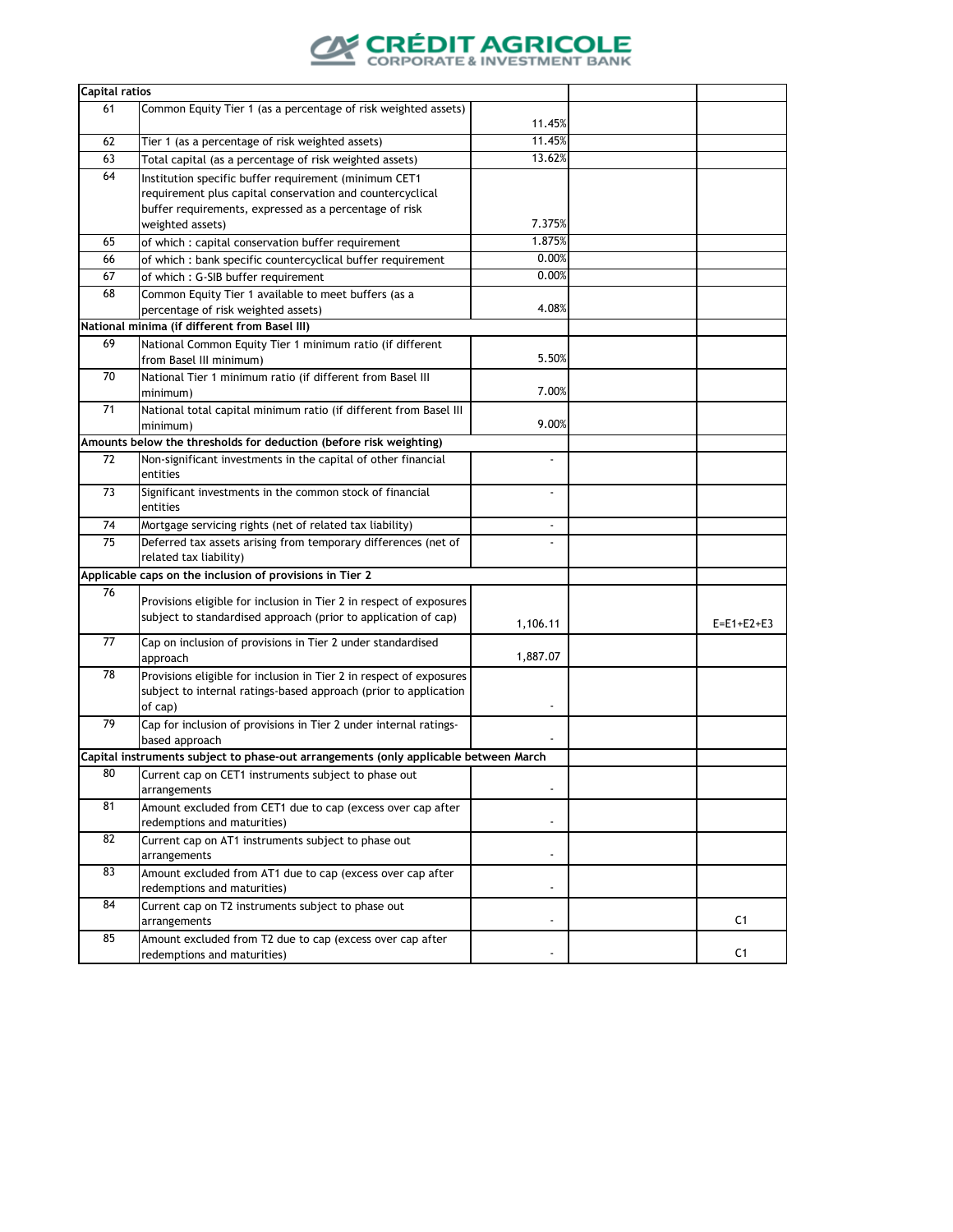| | | | | |
|---|---|---|---|---|
| **Capital ratios** | | | | |
| 61 | Common Equity Tier 1 (as a percentage of risk weighted assets) | 11.45% | | |
| 62 | Tier 1 (as a percentage of risk weighted assets) | 11.45% | | |
| 63 | Total capital (as a percentage of risk weighted assets) | 13.62% | | |
| 64 | Institution specific buffer requirement (minimum CET1 requirement plus capital conservation and countercyclical buffer requirements, expressed as a percentage of risk weighted assets) | 7.375% | | |
| 65 | of which : capital conservation buffer requirement | 1.875% | | |
| 66 | of which : bank specific countercyclical buffer requirement | 0.00% | | |
| 67 | of which : G-SIB buffer requirement | 0.00% | | |
| 68 | Common Equity Tier 1 available to meet buffers (as a percentage of risk weighted assets) | 4.08% | | |
| **National minima (if different from Basel III)** | | | | |
| 69 | National Common Equity Tier 1 minimum ratio (if different from Basel III minimum) | 5.50% | | |
| 70 | National Tier 1 minimum ratio (if different from Basel III minimum) | 7.00% | | |
| 71 | National total capital minimum ratio (if different from Basel III minimum) | 9.00% | | |
| **Amounts below the thresholds for deduction (before risk weighting)** | | | | |
| 72 | Non-significant investments in the capital of other financial entities | - | | |
| 73 | Significant investments in the common stock of financial entities | - | | |
| 74 | Mortgage servicing rights (net of related tax liability) | - | | |
| 75 | Deferred tax assets arising from temporary differences (net of related tax liability) | - | | |
| **Applicable caps on the inclusion of provisions in Tier 2** | | | | |
| 76 | Provisions eligible for inclusion in Tier 2 in respect of exposures subject to standardised approach (prior to application of cap) | 1,106.11 | | E=E1+E2+E3 |
| 77 | Cap on inclusion of provisions in Tier 2 under standardised approach | 1,887.07 | | |
| 78 | Provisions eligible for inclusion in Tier 2 in respect of exposures subject to internal ratings-based approach (prior to application of cap) | - | | |
| 79 | Cap for inclusion of provisions in Tier 2 under internal ratings-based approach | - | | |
| **Capital instruments subject to phase-out arrangements (only applicable between March** | | | | |
| 80 | Current cap on CET1 instruments subject to phase out arrangements | - | | |
| 81 | Amount excluded from CET1 due to cap (excess over cap after redemptions and maturities) | - | | |
| 82 | Current cap on AT1 instruments subject to phase out arrangements | - | | |
| 83 | Amount excluded from AT1 due to cap (excess over cap after redemptions and maturities) | - | | |
| 84 | Current cap on T2 instruments subject to phase out arrangements | - | | C1 |
| 85 | Amount excluded from T2 due to cap (excess over cap after redemptions and maturities) | - | | C1 |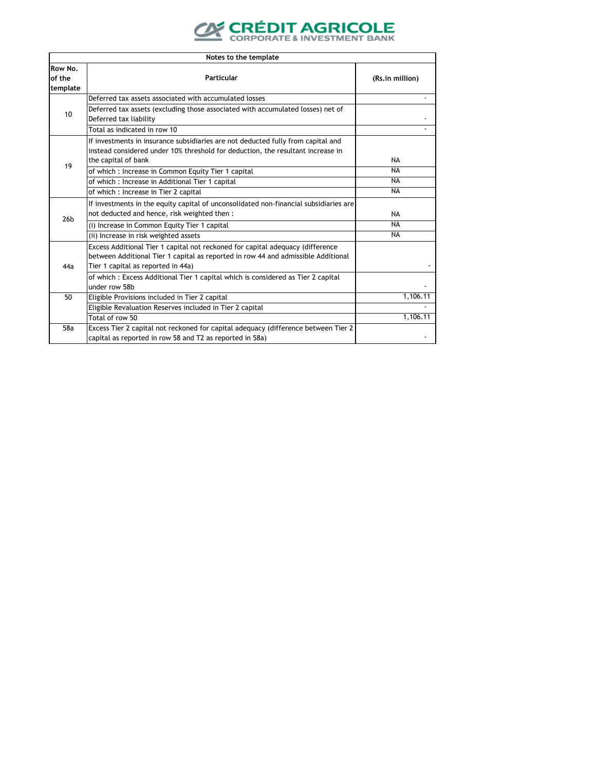| Notes to the template | | |
|---|---|---|
| Row No. of the template | Particular | (Rs.in million) |
| 10 | Deferred tax assets associated with accumulated losses | - |
| | Deferred tax assets (excluding those associated with accumulated losses) net of Deferred tax liability | - |
| | Total as indicated in row 10 | - |
| 19 | If investments in insurance subsidiaries are not deducted fully from capital and instead considered under 10% threshold for deduction, the resultant increase in the capital of bank | NA |
| | of which : Increase in Common Equity Tier 1 capital | NA |
| | of which : Increase in Additional Tier 1 capital | NA |
| | of which : Increase in Tier 2 capital | NA |
| 26b | If investments in the equity capital of unconsolidated non-financial subsidiaries are not deducted and hence, risk weighted then : | NA |
| | (i) Increase in Common Equity Tier 1 capital | NA |
| | (ii) Increase in risk weighted assets | NA |
| 44a | Excess Additional Tier 1 capital not reckoned for capital adequacy (difference between Additional Tier 1 capital as reported in row 44 and admissible Additional Tier 1 capital as reported in 44a) | - |
| | of which : Excess Additional Tier 1 capital which is considered as Tier 2 capital under row 58b | - |
| 50 | Eligible Provisions included in Tier 2 capital | 1,106.11 |
| | Eligible Revaluation Reserves included in Tier 2 capital | - |
| | Total of row 50 | 1,106.11 |
| 58a | Excess Tier 2 capital not reckoned for capital adequacy (difference between Tier 2 capital as reported in row 58 and T2 as reported in 58a) | - |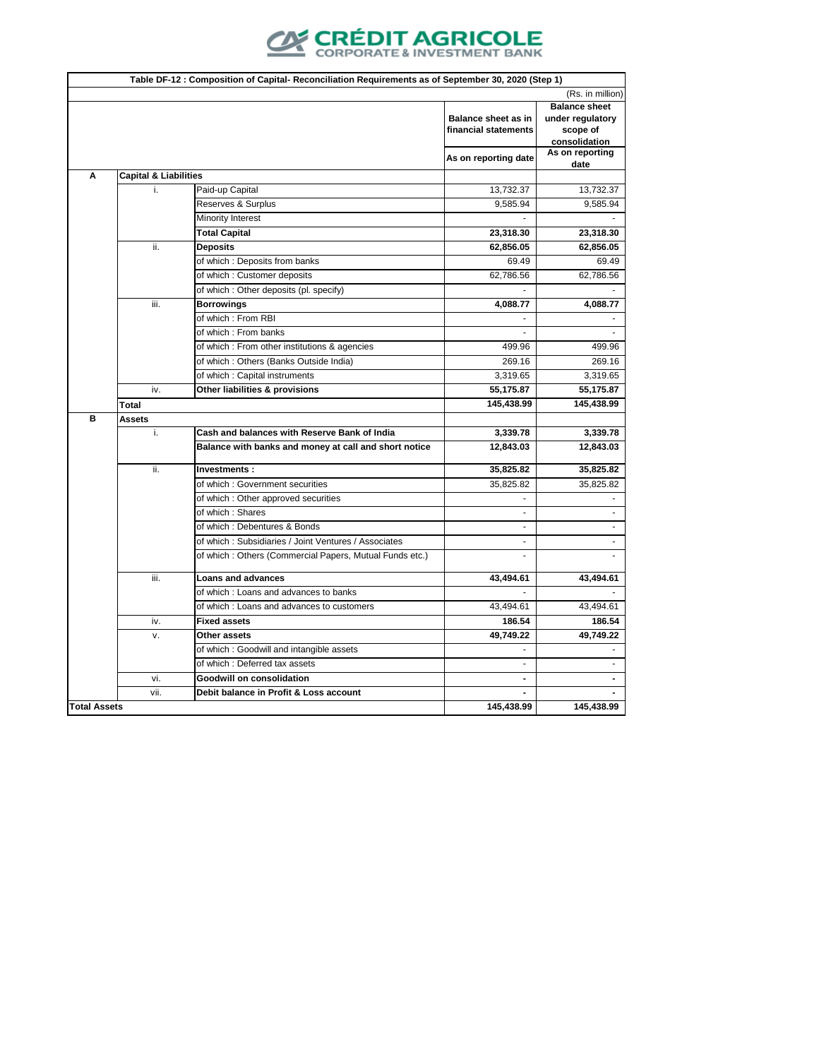CRÉDIT AGRICOLE CORPORATE & INVESTMENT BANK

**Table DF-12 : Composition of Capital- Reconciliation Requirements as of September 30, 2020 (Step 1)**

(Rs. in million)

| | | | Balance sheet as in financial statements | Balance sheet under regulatory scope of consolidation |
|---|---|---|---|---|
| | | | As on reporting date | As on reporting date |
| **A** | **Capital & Liabilities** | | | |
| | i. | Paid-up Capital | 13,732.37 | 13,732.37 |
| | | Reserves & Surplus | 9,585.94 | 9,585.94 |
| | | Minority Interest | - | - |
| | | **Total Capital** | **23,318.30** | **23,318.30** |
| | ii. | **Deposits** | **62,856.05** | **62,856.05** |
| | | of which : Deposits from banks | 69.49 | 69.49 |
| | | of which : Customer deposits | 62,786.56 | 62,786.56 |
| | | of which : Other deposits (pl. specify) | - | - |
| | iii. | **Borrowings** | **4,088.77** | **4,088.77** |
| | | of which : From RBI | - | - |
| | | of which : From banks | - | - |
| | | of which : From other institutions & agencies | 499.96 | 499.96 |
| | | of which : Others (Banks Outside India) | 269.16 | 269.16 |
| | | of which : Capital instruments | 3,319.65 | 3,319.65 |
| | iv. | **Other liabilities & provisions** | **55,175.87** | **55,175.87** |
| | **Total** | | **145,438.99** | **145,438.99** |
| **B** | **Assets** | | | |
| | i. | **Cash and balances with Reserve Bank of India** | **3,339.78** | **3,339.78** |
| | | **Balance with banks and money at call and short notice** | **12,843.03** | **12,843.03** |
| | ii. | **Investments :** | **35,825.82** | **35,825.82** |
| | | of which : Government securities | 35,825.82 | 35,825.82 |
| | | of which : Other approved securities | - | - |
| | | of which : Shares | - | - |
| | | of which : Debentures & Bonds | - | - |
| | | of which : Subsidiaries / Joint Ventures / Associates | - | - |
| | | of which : Others (Commercial Papers, Mutual Funds etc.) | - | - |
| | iii. | **Loans and advances** | **43,494.61** | **43,494.61** |
| | | of which : Loans and advances to banks | - | - |
| | | of which : Loans and advances to customers | 43,494.61 | 43,494.61 |
| | iv. | **Fixed assets** | **186.54** | **186.54** |
| | v. | **Other assets** | **49,749.22** | **49,749.22** |
| | | of which : Goodwill and intangible assets | - | - |
| | | of which : Deferred tax assets | - | - |
| | vi. | **Goodwill on consolidation** | **-** | **-** |
| | vii. | **Debit balance in Profit & Loss account** | **-** | **-** |
| **Total Assets** | | | **145,438.99** | **145,438.99** |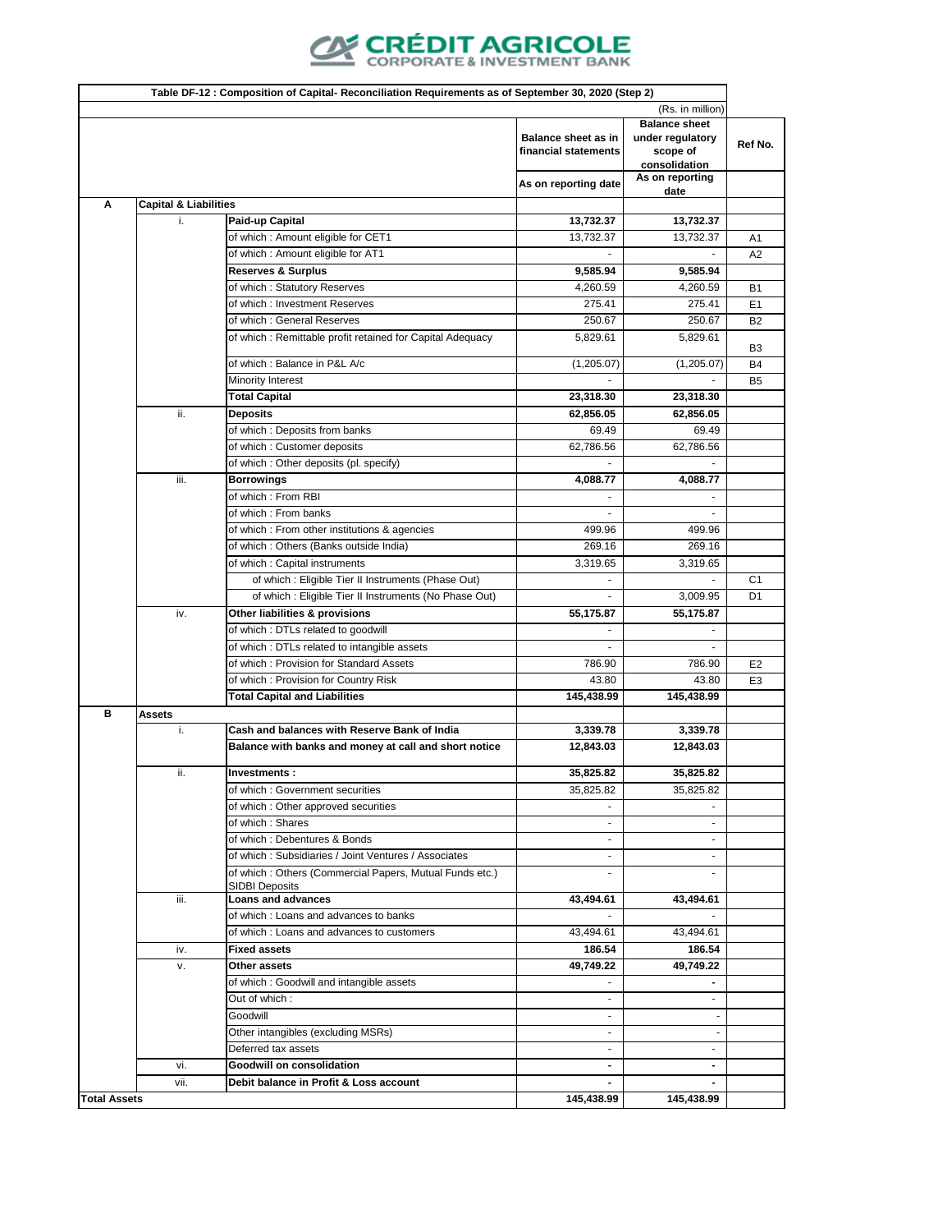CRÉDIT AGRICOLE
CORPORATE & INVESTMENT BANK

**Table DF-12 : Composition of Capital- Reconciliation Requirements as of September 30, 2020 (Step 2)**

(Rs. in million)

| | | | Balance sheet as in financial statements | Balance sheet under regulatory scope of consolidation | Ref No. |
|---|---|---|---|---|---|
| | | | As on reporting date | As on reporting date | |
| **A** | **Capital & Liabilities** | | | | |
| | i. | **Paid-up Capital** | **13,732.37** | **13,732.37** | |
| | | of which : Amount eligible for CET1 | 13,732.37 | 13,732.37 | A1 |
| | | of which : Amount eligible for AT1 | - | - | A2 |
| | | **Reserves & Surplus** | **9,585.94** | **9,585.94** | |
| | | of which : Statutory Reserves | 4,260.59 | 4,260.59 | B1 |
| | | of which : Investment Reserves | 275.41 | 275.41 | E1 |
| | | of which : General Reserves | 250.67 | 250.67 | B2 |
| | | of which : Remittable profit retained for Capital Adequacy | 5,829.61 | 5,829.61 | B3 |
| | | of which : Balance in P&L A/c | (1,205.07) | (1,205.07) | B4 |
| | | Minority Interest | - | - | B5 |
| | | **Total Capital** | **23,318.30** | **23,318.30** | |
| | ii. | **Deposits** | **62,856.05** | **62,856.05** | |
| | | of which : Deposits from banks | 69.49 | 69.49 | |
| | | of which : Customer deposits | 62,786.56 | 62,786.56 | |
| | | of which : Other deposits (pl. specify) | - | - | |
| | iii. | **Borrowings** | **4,088.77** | **4,088.77** | |
| | | of which : From RBI | - | - | |
| | | of which : From banks | - | - | |
| | | of which : From other institutions & agencies | 499.96 | 499.96 | |
| | | of which : Others (Banks outside India) | 269.16 | 269.16 | |
| | | of which : Capital instruments | 3,319.65 | 3,319.65 | |
| | | of which : Eligible Tier II Instruments (Phase Out) | - | - | C1 |
| | | of which : Eligible Tier II Instruments (No Phase Out) | - | 3,009.95 | D1 |
| | iv. | **Other liabilities & provisions** | **55,175.87** | **55,175.87** | |
| | | of which : DTLs related to goodwill | - | - | |
| | | of which : DTLs related to intangible assets | - | - | |
| | | of which : Provision for Standard Assets | 786.90 | 786.90 | E2 |
| | | of which : Provision for Country Risk | 43.80 | 43.80 | E3 |
| | | **Total Capital and Liabilities** | **145,438.99** | **145,438.99** | |
| **B** | **Assets** | | | | |
| | i. | **Cash and balances with Reserve Bank of India** | **3,339.78** | **3,339.78** | |
| | | **Balance with banks and money at call and short notice** | **12,843.03** | **12,843.03** | |
| | ii. | **Investments :** | **35,825.82** | **35,825.82** | |
| | | of which : Government securities | 35,825.82 | 35,825.82 | |
| | | of which : Other approved securities | - | - | |
| | | of which : Shares | - | - | |
| | | of which : Debentures & Bonds | - | - | |
| | | of which : Subsidiaries / Joint Ventures / Associates | - | - | |
| | | of which : Others (Commercial Papers, Mutual Funds etc.) SIDBI Deposits | - | - | |
| | iii. | **Loans and advances** | **43,494.61** | **43,494.61** | |
| | | of which : Loans and advances to banks | - | - | |
| | | of which : Loans and advances to customers | 43,494.61 | 43,494.61 | |
| | iv. | **Fixed assets** | **186.54** | **186.54** | |
| | v. | **Other assets** | **49,749.22** | **49,749.22** | |
| | | of which : Goodwill and intangible assets | - | - | |
| | | Out of which : | - | - | |
| | | Goodwill | - | - | |
| | | Other intangibles (excluding MSRs) | - | - | |
| | | Deferred tax assets | - | - | |
| | vi. | **Goodwill on consolidation** | **-** | **-** | |
| | vii. | **Debit balance in Profit & Loss account** | **-** | **-** | |
| **Total Assets** | | | **145,438.99** | **145,438.99** | |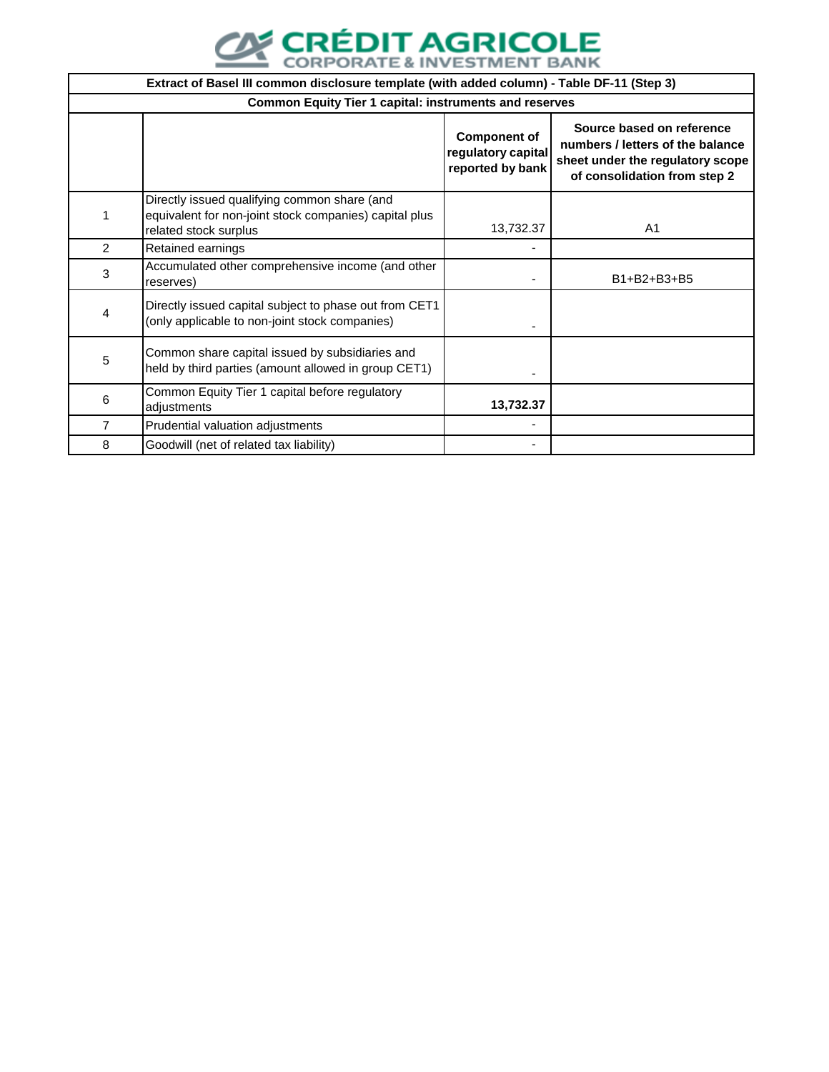CRÉDIT AGRICOLE
CORPORATE & INVESTMENT BANK

| Extract of Basel III common disclosure template (with added column) - Table DF-11 (Step 3) | | | |
|---|---|---|---|
| **Common Equity Tier 1 capital: instruments and reserves** | | | |
| | | **Component of regulatory capital reported by bank** | **Source based on reference numbers / letters of the balance sheet under the regulatory scope of consolidation from step 2** |
| 1 | Directly issued qualifying common share (and equivalent for non-joint stock companies) capital plus related stock surplus | 13,732.37 | A1 |
| 2 | Retained earnings | - | |
| 3 | Accumulated other comprehensive income (and other reserves) | - | B1+B2+B3+B5 |
| 4 | Directly issued capital subject to phase out from CET1 (only applicable to non-joint stock companies) | - | |
| 5 | Common share capital issued by subsidiaries and held by third parties (amount allowed in group CET1) | - | |
| 6 | Common Equity Tier 1 capital before regulatory adjustments | **13,732.37** | |
| 7 | Prudential valuation adjustments | - | |
| 8 | Goodwill (net of related tax liability) | - | |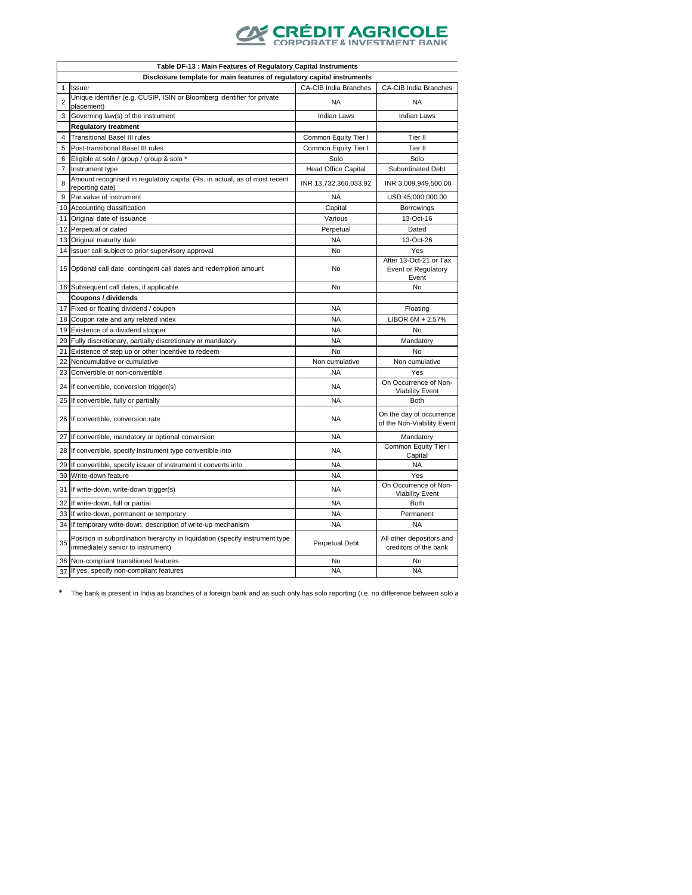# Table DF-13 : Main Features of Regulatory Capital Instruments

## Disclosure template for main features of regulatory capital instruments

| | | | |
|---|---|---|---|
| 1 | Issuer | CA-CIB India Branches | CA-CIB India Branches |
| 2 | Unique identifier (e.g. CUSIP, ISIN or Bloomberg identifier for private placement) | NA | NA |
| 3 | Governing law(s) of the instrument | Indian Laws | Indian Laws |
| | **Regulatory treatment** | | |
| 4 | Transitional Basel III rules | Common Equity Tier I | Tier II |
| 5 | Post-transitional Basel III rules | Common Equity Tier I | Tier II |
| 6 | Eligible at solo / group / group & solo * | Solo | Solo |
| 7 | Instrument type | Head Office Capital | Subordinated Debt |
| 8 | Amount recognised in regulatory capital (Rs. in actual, as of most recent reporting date) | INR 13,732,366,033.92 | INR 3,009,949,500.00 |
| 9 | Par value of instrument | NA | USD 45,000,000.00 |
| 10 | Accounting classification | Capital | Borrowings |
| 11 | Original date of issuance | Various | 13-Oct-16 |
| 12 | Perpetual or dated | Perpetual | Dated |
| 13 | Original maturity date | NA | 13-Oct-26 |
| 14 | Issuer call subject to prior supervisory approval | No | Yes |
| 15 | Optional call date, contingent call dates and redemption amount | No | After 13-Oct-21 or Tax Event or Regulatory Event |
| 16 | Subsequent call dates, if applicable | No | No |
| | **Coupons / dividends** | | |
| 17 | Fixed or floating dividend / coupon | NA | Floating |
| 18 | Coupon rate and any related index | NA | LIBOR 6M + 2.57% |
| 19 | Existence of a dividend stopper | NA | No |
| 20 | Fully discretionary, partially discretionary or mandatory | NA | Mandatory |
| 21 | Existence of step up or other incentive to redeem | No | No |
| 22 | Noncumulative or cumulative | Non cumulative | Non cumulative |
| 23 | Convertible or non-convertible | NA | Yes |
| 24 | If convertible, conversion trigger(s) | NA | On Occurrence of Non-Viability Event |
| 25 | If convertible, fully or partially | NA | Both |
| 26 | If convertible, conversion rate | NA | On the day of occurrence of the Non-Viability Event |
| 27 | If convertible, mandatory or optional conversion | NA | Mandatory |
| 28 | If convertible, specify instrument type convertible into | NA | Common Equity Tier I Capital |
| 29 | If convertible, specify issuer of instrument it converts into | NA | NA |
| 30 | Write-down feature | NA | Yes |
| 31 | If write-down, write-down trigger(s) | NA | On Occurrence of Non-Viability Event |
| 32 | If write-down, full or partial | NA | Both |
| 33 | If write-down, permanent or temporary | NA | Permanent |
| 34 | If temporary write-down, description of write-up mechanism | NA | NA |
| 35 | Position in subordination hierarchy in liquidation (specify instrument type immediately senior to instrument) | Perpetual Debt | All other depositors and creditors of the bank |
| 36 | Non-compliant transitioned features | No | No |
| 37 | If yes, specify non-compliant features | NA | NA |

* The bank is present in India as branches of a foreign bank and as such only has solo reporting (i.e. no difference between solo a